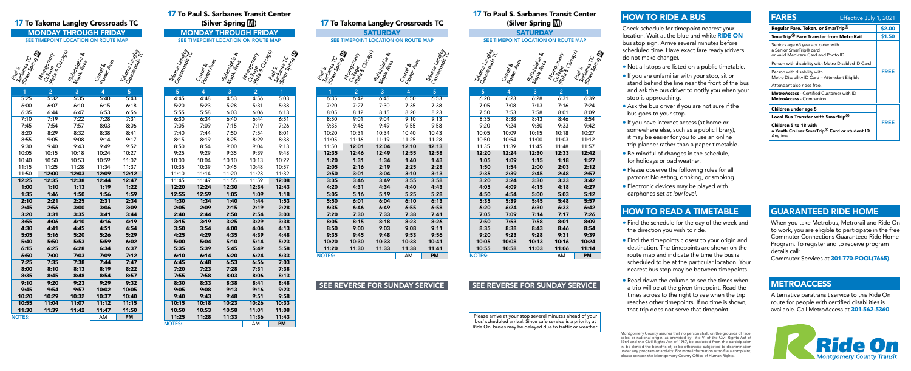# 17 To Takoma Langley Crossroads TC

## MONDAY THROUGH FRIDAY

SEE TIMEPOINT LOCATION ON ROUTE MAP

| Paul S. Sarbanes TC (Silver Spring M) | Montgomery College (Phila & Chicago) | Philadelphia & Maple Aves | Carroll & Flower Aves | Takoma Langley Crossroads TC |
|---|---|---|---|---|
| 1 | 2 | 3 | 4 | 5 |
| 5:25 | 5:32 | 5:35 | 5:40 | 5:43 |
| 6:00 | 6:07 | 6:10 | 6:15 | 6:18 |
| 6:35 | 6:44 | 6:47 | 6:53 | 6:56 |
| 7:10 | 7:19 | 7:22 | 7:28 | 7:31 |
| 7:45 | 7:54 | 7:57 | 8:03 | 8:06 |
| 8:20 | 8:29 | 8:32 | 8:38 | 8:41 |
| 8:55 | 9:05 | 9:08 | 9:14 | 9:17 |
| 9:30 | 9:40 | 9:43 | 9:49 | 9:52 |
| 10:05 | 10:15 | 10:18 | 10:24 | 10:27 |
| 10:40 | 10:50 | 10:53 | 10:59 | 11:02 |
| 11:15 | 11:25 | 11:28 | 11:34 | 11:37 |
| 11:50 | **12:00** | **12:03** | **12:09** | **12:12** |
| **12:25** | **12:35** | **12:38** | **12:44** | **12:47** |
| **1:00** | **1:10** | **1:13** | **1:19** | **1:22** |
| **1:35** | **1:46** | **1:50** | **1:56** | **1:59** |
| **2:10** | **2:21** | **2:25** | **2:31** | **2:34** |
| **2:45** | **2:56** | **3:00** | **3:06** | **3:09** |
| **3:20** | **3:31** | **3:35** | **3:41** | **3:44** |
| **3:55** | **4:06** | **4:10** | **4:16** | **4:19** |
| **4:30** | **4:41** | **4:45** | **4:51** | **4:54** |
| **5:05** | **5:16** | **5:20** | **5:26** | **5:29** |
| **5:40** | **5:50** | **5:53** | **5:59** | **6:02** |
| **6:15** | **6:25** | **6:28** | **6:34** | **6:37** |
| **6:50** | **7:00** | **7:03** | **7:09** | **7:12** |
| **7:25** | **7:35** | **7:38** | **7:44** | **7:47** |
| **8:00** | **8:10** | **8:13** | **8:19** | **8:22** |
| **8:35** | **8:45** | **8:48** | **8:54** | **8:57** |
| **9:10** | **9:20** | **9:23** | **9:29** | **9:32** |
| **9:45** | **9:54** | **9:57** | **10:02** | **10:05** |
| **10:20** | **10:29** | **10:32** | **10:37** | **10:40** |
| **10:55** | **11:04** | **11:07** | **11:12** | **11:15** |
| **11:30** | **11:39** | **11:42** | **11:47** | **11:50** |

NOTES: AM **PM**

# 17 To Paul S. Sarbanes Transit Center (Silver Spring M)

## MONDAY THROUGH FRIDAY

SEE TIMEPOINT LOCATION ON ROUTE MAP

| Takoma Langley Crossroads TC | Carroll & Flower Aves | Philadelphia & Maple Aves | Montgomery College (Phila & Chicago) | Paul S. Sarbanes TC (Silver Spring M) |
|---|---|---|---|---|
| 5 | 4 | 3 | 2 | 1 |
| 4:45 | 4:48 | 4:53 | 4:56 | 5:03 |
| 5:20 | 5:23 | 5:28 | 5:31 | 5:38 |
| 5:55 | 5:58 | 6:03 | 6:06 | 6:13 |
| 6:30 | 6:34 | 6:40 | 6:44 | 6:51 |
| 7:05 | 7:09 | 7:15 | 7:19 | 7:26 |
| 7:40 | 7:44 | 7:50 | 7:54 | 8:01 |
| 8:15 | 8:19 | 8:25 | 8:29 | 8:38 |
| 8:50 | 8:54 | 9:00 | 9:04 | 9:13 |
| 9:25 | 9:29 | 9:35 | 9:39 | 9:48 |
| 10:00 | 10:04 | 10:10 | 10:13 | 10:22 |
| 10:35 | 10:39 | 10:45 | 10:48 | 10:57 |
| 11:10 | 11:14 | 11:20 | 11:23 | 11:32 |
| 11:45 | 11:49 | 11:55 | 11:59 | **12:08** |
| **12:20** | **12:24** | **12:30** | **12:34** | **12:43** |
| **12:55** | **12:59** | **1:05** | **1:09** | **1:18** |
| **1:30** | **1:34** | **1:40** | **1:44** | **1:53** |
| **2:05** | **2:09** | **2:15** | **2:19** | **2:28** |
| **2:40** | **2:44** | **2:50** | **2:54** | **3:03** |
| **3:15** | **3:19** | **3:25** | **3:29** | **3:38** |
| **3:50** | **3:54** | **4:00** | **4:04** | **4:13** |
| **4:25** | **4:29** | **4:35** | **4:39** | **4:48** |
| **5:00** | **5:04** | **5:10** | **5:14** | **5:23** |
| **5:35** | **5:39** | **5:45** | **5:49** | **5:58** |
| **6:10** | **6:14** | **6:20** | **6:24** | **6:33** |
| **6:45** | **6:48** | **6:53** | **6:56** | **7:03** |
| **7:20** | **7:23** | **7:28** | **7:31** | **7:38** |
| **7:55** | **7:58** | **8:03** | **8:06** | **8:13** |
| **8:30** | **8:33** | **8:38** | **8:41** | **8:48** |
| **9:05** | **9:08** | **9:13** | **9:16** | **9:23** |
| **9:40** | **9:43** | **9:48** | **9:51** | **9:58** |
| **10:15** | **10:18** | **10:23** | **10:26** | **10:33** |
| **10:50** | **10:53** | **10:58** | **11:01** | **11:08** |
| **11:25** | **11:28** | **11:33** | **11:36** | **11:43** |

NOTES: AM **PM**

# 17 To Takoma Langley Crossroads TC

## SATURDAY

SEE TIMEPOINT LOCATION ON ROUTE MAP

| Paul S. Sarbanes TC (Silver Spring M) | Montgomery College (Phila & Chicago) | Philadelphia & Maple Aves | Carroll & Flower Aves | Takoma Langley Crossroads TC |
|---|---|---|---|---|
| 1 | 2 | 3 | 4 | 5 |
| 6:35 | 6:42 | 6:45 | 6:50 | 6:53 |
| 7:20 | 7:27 | 7:30 | 7:35 | 7:38 |
| 8:05 | 8:12 | 8:15 | 8:20 | 8:23 |
| 8:50 | 9:01 | 9:04 | 9:10 | 9:13 |
| 9:35 | 9:46 | 9:49 | 9:55 | 9:58 |
| 10:20 | 10:31 | 10:34 | 10:40 | 10:43 |
| 11:05 | 11:16 | 11:19 | 11:25 | 11:28 |
| 11:50 | **12:01** | **12:04** | **12:10** | **12:13** |
| **12:35** | **12:46** | **12:49** | **12:55** | **12:58** |
| **1:20** | **1:31** | **1:34** | **1:40** | **1:43** |
| **2:05** | **2:16** | **2:19** | **2:25** | **2:28** |
| **2:50** | **3:01** | **3:04** | **3:10** | **3:13** |
| **3:35** | **3:46** | **3:49** | **3:55** | **3:58** |
| **4:20** | **4:31** | **4:34** | **4:40** | **4:43** |
| **5:05** | **5:16** | **5:19** | **5:25** | **5:28** |
| **5:50** | **6:01** | **6:04** | **6:10** | **6:13** |
| **6:35** | **6:46** | **6:49** | **6:55** | **6:58** |
| **7:20** | **7:30** | **7:33** | **7:38** | **7:41** |
| **8:05** | **8:15** | **8:18** | **8:23** | **8:26** |
| **8:50** | **9:00** | **9:03** | **9:08** | **9:11** |
| **9:35** | **9:45** | **9:48** | **9:53** | **9:56** |
| **10:20** | **10:30** | **10:33** | **10:38** | **10:41** |
| **11:20** | **11:30** | **11:33** | **11:38** | **11:41** |

NOTES: AM **PM**

SEE REVERSE FOR SUNDAY SERVICE

# 17 To Paul S. Sarbanes Transit Center (Silver Spring M)

## SATURDAY

SEE TIMEPOINT LOCATION ON ROUTE MAP

| Takoma Langley Crossroads TC | Carroll & Flower Aves | Philadelphia & Maple Aves | Montgomery College (Phila & Chicago) | Paul S. Sarbanes TC (Silver Spring M) |
|---|---|---|---|---|
| 5 | 4 | 3 | 2 | 1 |
| 6:20 | 6:23 | 6:28 | 6:31 | 6:39 |
| 7:05 | 7:08 | 7:13 | 7:16 | 7:24 |
| 7:50 | 7:53 | 7:58 | 8:01 | 8:09 |
| 8:35 | 8:38 | 8:43 | 8:46 | 8:54 |
| 9:20 | 9:24 | 9:30 | 9:33 | 9:42 |
| 10:05 | 10:09 | 10:15 | 10:18 | 10:27 |
| 10:50 | 10:54 | 11:00 | 11:03 | 11:12 |
| 11:35 | 11:39 | 11:45 | 11:48 | 11:57 |
| **12:20** | **12:24** | **12:30** | **12:33** | **12:42** |
| **1:05** | **1:09** | **1:15** | **1:18** | **1:27** |
| **1:50** | **1:54** | **2:00** | **2:03** | **2:12** |
| **2:35** | **2:39** | **2:45** | **2:48** | **2:57** |
| **3:20** | **3:24** | **3:30** | **3:33** | **3:42** |
| **4:05** | **4:09** | **4:15** | **4:18** | **4:27** |
| **4:50** | **4:54** | **5:00** | **5:03** | **5:12** |
| **5:35** | **5:39** | **5:45** | **5:48** | **5:57** |
| **6:20** | **6:24** | **6:30** | **6:33** | **6:42** |
| **7:05** | **7:09** | **7:14** | **7:17** | **7:26** |
| **7:50** | **7:53** | **7:58** | **8:01** | **8:09** |
| **8:35** | **8:38** | **8:43** | **8:46** | **8:54** |
| **9:20** | **9:23** | **9:28** | **9:31** | **9:39** |
| **10:05** | **10:08** | **10:13** | **10:16** | **10:24** |
| **10:55** | **10:58** | **11:03** | **11:06** | **11:14** |

NOTES: AM **PM**

SEE REVERSE FOR SUNDAY SERVICE

Please arrive at your stop several minutes ahead of your bus' scheduled arrival. Since safe service is a priority at Ride On, buses may be delayed due to traffic or weather.

## HOW TO RIDE A BUS

Check schedule for timepoint nearest your location. Wait at the blue and white **RIDE ON** bus stop sign. Arrive several minutes before scheduled time. Have exact fare ready (drivers do not make change).

- Not all stops are listed on a public timetable.
- If you are unfamiliar with your stop, sit or stand behind the line near the front of the bus and ask the bus driver to notify you when your stop is approaching.
- Ask the bus driver if you are not sure if the bus goes to your stop.
- If you have internet access (at home or somewhere else, such as a public library), it may be easier for you to use an online trip planner rather than a paper timetable.
- Be mindful of changes in the schedule, for holidays or bad weather.
- Please observe the following rules for all patrons: No eating, drinking, or smoking.
- Electronic devices may be played with earphones set *at low level.*

## HOW TO READ A TIMETABLE

- Find the schedule for the day of the week and the direction you wish to ride.
- Find the timepoints closest to your origin and destination. The timepoints are shown on the route map and indicate the time the bus is scheduled to be at the particular location. Your nearest bus stop may be between timepoints.
- Read down the column to see the times when a trip will be at the given timepoint. Read the times across to the right to see when the trip reaches other timepoints. If no time is shown, that trip does not serve that timepoint.

Montgomery County assures that no person shall, on the grounds of race, color, or national origin, as provided by Title VI of the Civil Rights Act of 1964 and the Civil Rights Act of 1987, be excluded from the participation in, be denied the benefits of, or be otherwise subjected to discrimination under any program or activity. For more information or to file a complaint, please contact the Montgomery County Office of Human Rights.

## FARES

Effective July 1, 2021

| | |
|---|---|
| Regular Fare, Token, or SmarTrip® | $2.00 |
| SmarTrip® Fare Transfer from MetroRail | $1.50 |
| Seniors age 65 years or older with a Senior SmarTrip® card or valid Medicare Card and Photo ID | FREE |
| Person with disability with Metro Disabled ID Card | FREE |
| Person with disability with Metro Disability ID Card – Attendant Eligible | FREE |
| Attendant also rides free. | FREE |
| **MetroAccess** - Certified Customer with ID | FREE |
| **MetroAccess** - Companion | FREE |
| Children under age 5 | FREE |
| Local Bus Transfer with SmarTrip® | FREE |
| Children 5 to 18 with a Youth Cruiser SmarTrip® Card or student ID Anytime | FREE |

## GUARANTEED RIDE HOME

When you take Metrobus, Metrorail and Ride On to work, you are eligible to participate in the free Commuter Connections Guaranteed Ride Home Program. To register and to receive program details call:

Commuter Services at **301-770-POOL(7665)**.

## METROACCESS

Alternative paratransit service to this Ride On route for people with certified disabilities is available. Call MetroAccess at **301-562-5360**.

Ride On Montgomery County Transit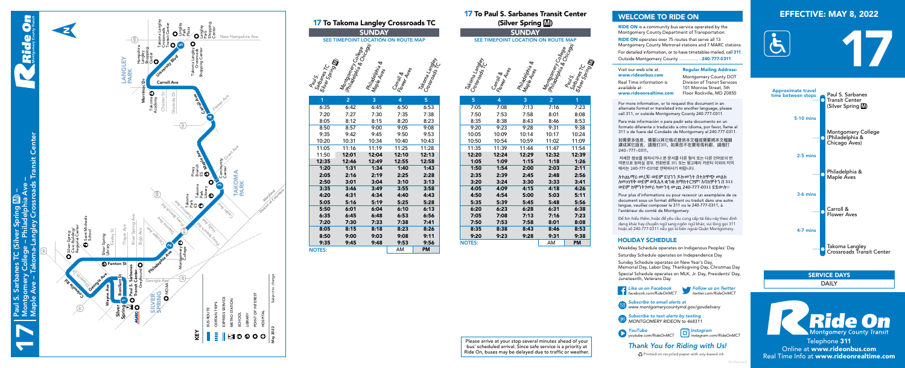# 17 Paul S. Sarbanes TC (Silver Spring M) – Montgomery College – Philadelphia Ave – Maple Ave – Takoma-Langley Crossroads Transit Center

Ride On Montgomery County Transit

LANGLEY PARK

TAKOMA PARK

SILVER SPRING

Maryland
District of Columbia

KEY

- BUS ROUTE
- CERTAIN TRIPS
- EXPRESS SERVICE
- METRO STATION
- SCHOOL
- LIBRARY
- POINT OF INTEREST
- HOSPITAL

May 2022

Subject to change

## 17 To Takoma Langley Crossroads TC

**SUNDAY**

SEE TIMEPOINT LOCATION ON ROUTE MAP

| Paul S. Sarbanes TC (Silver Spring M) | Montgomery College (Philadelphia & Chicago) | Philadelphia & Maple Aves | Carroll & Flower Aves | Takoma Langley Crossroads TC |
|---|---|---|---|---|
| 1 | 2 | 3 | 4 | 5 |
| 6:35 | 6:42 | 6:45 | 6:50 | 6:53 |
| 7:20 | 7:27 | 7:30 | 7:35 | 7:38 |
| 8:05 | 8:12 | 8:15 | 8:20 | 8:23 |
| 8:50 | 8:57 | 9:00 | 9:05 | 9:08 |
| 9:35 | 9:42 | 9:45 | 9:50 | 9:53 |
| 10:20 | 10:31 | 10:34 | 10:40 | 10:43 |
| 11:05 | 11:16 | 11:19 | 11:25 | 11:28 |
| 11:50 | **12:01** | **12:04** | **12:10** | **12:13** |
| **12:35** | **12:46** | **12:49** | **12:55** | **12:58** |
| **1:20** | **1:31** | **1:34** | **1:40** | **1:43** |
| **2:05** | **2:16** | **2:19** | **2:25** | **2:28** |
| **2:50** | **3:01** | **3:04** | **3:10** | **3:13** |
| **3:35** | **3:46** | **3:49** | **3:55** | **3:58** |
| **4:20** | **4:31** | **4:34** | **4:40** | **4:43** |
| **5:05** | **5:16** | **5:19** | **5:25** | **5:28** |
| **5:50** | **6:01** | **6:04** | **6:10** | **6:13** |
| **6:35** | **6:45** | **6:48** | **6:53** | **6:56** |
| **7:20** | **7:30** | **7:33** | **7:38** | **7:41** |
| **8:05** | **8:15** | **8:18** | **8:23** | **8:26** |
| **8:50** | **9:00** | **9:03** | **9:08** | **9:11** |
| **9:35** | **9:45** | **9:48** | **9:53** | **9:56** |
| NOTES: | | | AM | **PM** |

## 17 To Paul S. Sarbanes Transit Center (Silver Spring M)

**SUNDAY**

SEE TIMEPOINT LOCATION ON ROUTE MAP

| Takoma Langley Crossroads TC | Carroll & Flower Aves | Philadelphia & Maple Aves | Montgomery College (Philadelphia & Chicago) | Paul S. Sarbanes TC (Silver Spring M) |
|---|---|---|---|---|
| 5 | 4 | 3 | 2 | 1 |
| 7:05 | 7:08 | 7:13 | 7:16 | 7:23 |
| 7:50 | 7:53 | 7:58 | 8:01 | 8:08 |
| 8:35 | 8:38 | 8:43 | 8:46 | 8:53 |
| 9:20 | 9:23 | 9:28 | 9:31 | 9:38 |
| 10:05 | 10:09 | 10:14 | 10:17 | 10:24 |
| 10:50 | 10:54 | 10:59 | 11:02 | 11:09 |
| 11:35 | 11:39 | 11:44 | 11:47 | 11:54 |
| **12:20** | **12:24** | **12:29** | **12:32** | **12:39** |
| **1:05** | **1:09** | **1:15** | **1:18** | **1:26** |
| **1:50** | **1:54** | **2:00** | **2:03** | **2:11** |
| **2:35** | **2:39** | **2:45** | **2:48** | **2:56** |
| **3:20** | **3:24** | **3:30** | **3:33** | **3:41** |
| **4:05** | **4:09** | **4:15** | **4:18** | **4:26** |
| **4:50** | **4:54** | **5:00** | **5:03** | **5:11** |
| **5:35** | **5:39** | **5:45** | **5:48** | **5:56** |
| **6:20** | **6:23** | **6:28** | **6:31** | **6:38** |
| **7:05** | **7:08** | **7:13** | **7:16** | **7:23** |
| **7:50** | **7:53** | **7:58** | **8:01** | **8:08** |
| **8:35** | **8:38** | **8:43** | **8:46** | **8:53** |
| **9:20** | **9:23** | **9:28** | **9:31** | **9:38** |
| NOTES: | | | AM | **PM** |

Please arrive at your stop several minutes ahead of your bus' scheduled arrival. Since safe service is a priority at Ride On, buses may be delayed due to traffic or weather.

## WELCOME TO RIDE ON

**RIDE ON** is a community bus service operated by the Montgomery County Department of Transportation.

**RIDE ON** operates over 75 routes that serve all 13 Montgomery County Metrorail stations and 7 MARC stations.

For detailed information, or to have timetables mailed, call **311**.

Outside Montgomery County .................. **240-777-0311**

Visit our web site at:
**www.rideonbus.com**

Real Time information is available at:
**www.rideonrealtime.com**

**Regular Mailing Address:**
Montgomery County DOT
Division of Transit Services
101 Monroe Street, 5th Floor Rockville, MD 20850

For more information, or to request this document in an alternate format or translated into another language, please call 311, or outside Montgomery County 240-777-0311.

Para más información o para pedir este documento en un formato diferente o traducido a otro idioma, por favor, llame al 311 o de fuera del Condado de Montgomery al 240-777-0311.

如需更多信息、需要以其它格式提供本文檔或需要將本文檔翻譯成其它語言，請撥打311，如果您不在蒙哥馬利郡，請撥打240-777-0311。

자세한 정보를 원하시거나 본 문서를 다른 형식 또는 다른 언어로의 번역본으로 원하실 경우, 전화번호 311 또는 몽고메리 카운티 이외의 지역에서는 240-777-0311로 연락하시기 바랍니다.

ለተጨማሪ መረጃ፣ ወይም ይህንን ጽሁፍ በተለዋጭ መልክ ለመጠየቅ ወይም ወደሌላ ቋንቋ ለማስተርጎም፣ እባክዎትን በ 311 ወይም ከሞንትጎመሪ ካውንቲ ውጪ 240-777-0311 ይደውሉ።

Pour plus d'informations ou pour recevoir un exemplaire de ce document sous un format différent ou traduit dans une autre langue, veuillez composer le 311 ou le 240-777-0311, à l'extérieur du comté de Montgomery.

Để tìm hiểu thêm, hoặc để yêu cầu cung cấp tài liệu này theo định dạng khác hay chuyển ngữ sang ngôn ngữ khác, vui lòng gọi 311 hoặc số 240-777-0311 nếu gọi từ bên ngoài Quận Montgomery.

## HOLIDAY SCHEDULE

Weekday Schedule operates on Indigenous Peoples' Day

Saturday Schedule operates on Independence Day

Sunday Schedule operates on New Year's Day, Memorial Day, Labor Day, Thanksgiving Day, Christmas Day

Special Schedule operates on MLK, Jr. Day, Presidents' Day, Juneteenth, Veterans Day

*Like us on Facebook*
facebook.com/RideOnMCT

*Follow us on Twitter*
twitter.com/RideOnMCT

*Subscribe to email alerts at*
*www.montgomerycountymd.gov/govdelivery*

*Subscribe to text alerts by texting*
*MONTGOMERY RIDEON to 468311*

*YouTube*
youtube.com/RideOnMCT

*Instagram*
instagram.com/RideOnMCT

## *Thank You for Riding with Us!*

Printed on recycled paper with soy-based ink

# EFFECTIVE: MAY 8, 2022

# 17

Approximate travel time between stops

- Paul S. Sarbanes Transit Center (Silver Spring M)
- 5-10 mins
- Montgomery College (Philadelphia & Chicago Aves)
- 2-5 mins
- Philadelphia & Maple Aves
- 3-6 mins
- Carroll & Flower Aves
- 4-7 mins
- Takoma Langley Crossroads Transit Center

**SERVICE DAYS**

DAILY

Ride On Montgomery County Transit

Telephone **311**

Online at **www.rideonbus.com**

Real Time Info at **www.rideonrealtime.com**